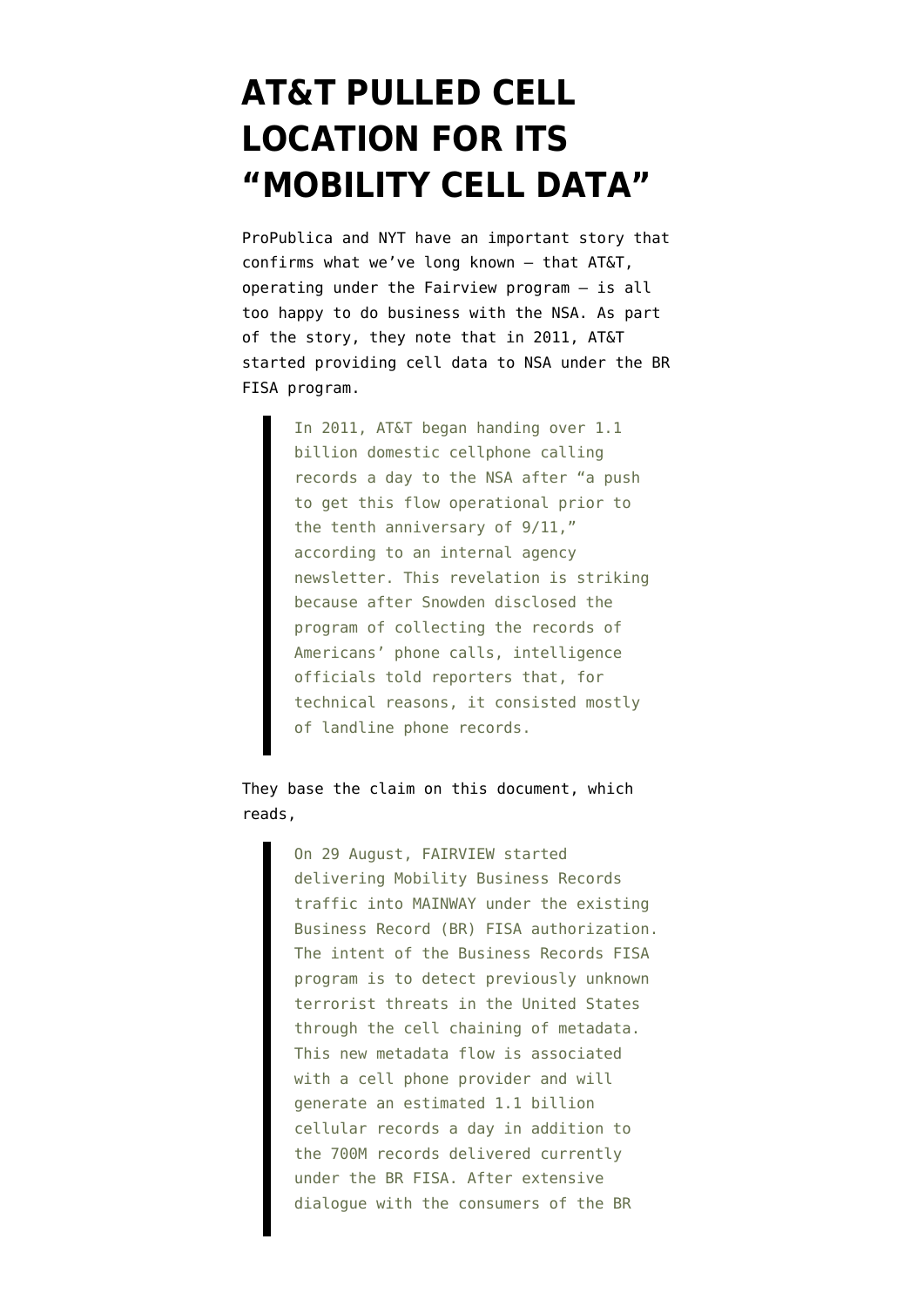# AT&T PULLED CELL LOCATION FOR ITS "MOBILITY CELL DATA"

ProPublica and NYT have an important story that confirms what we've long known — that AT&T, operating under the Fairview program — is all too happy to do business with the NSA. As part of the story, they note that in 2011, AT&T started providing cell data to NSA under the BR FISA program.

> In 2011, AT&T began handing over 1.1 billion domestic cellphone calling records a day to the NSA after "a push to get this flow operational prior to the tenth anniversary of 9/11," according to an internal agency newsletter. This revelation is striking because after Snowden disclosed the program of collecting the records of Americans' phone calls, intelligence officials told reporters that, for technical reasons, it consisted mostly of landline phone records.

They base the claim on this document, which reads,

> On 29 August, FAIRVIEW started delivering Mobility Business Records traffic into MAINWAY under the existing Business Record (BR) FISA authorization. The intent of the Business Records FISA program is to detect previously unknown terrorist threats in the United States through the cell chaining of metadata. This new metadata flow is associated with a cell phone provider and will generate an estimated 1.1 billion cellular records a day in addition to the 700M records delivered currently under the BR FISA. After extensive dialogue with the consumers of the BR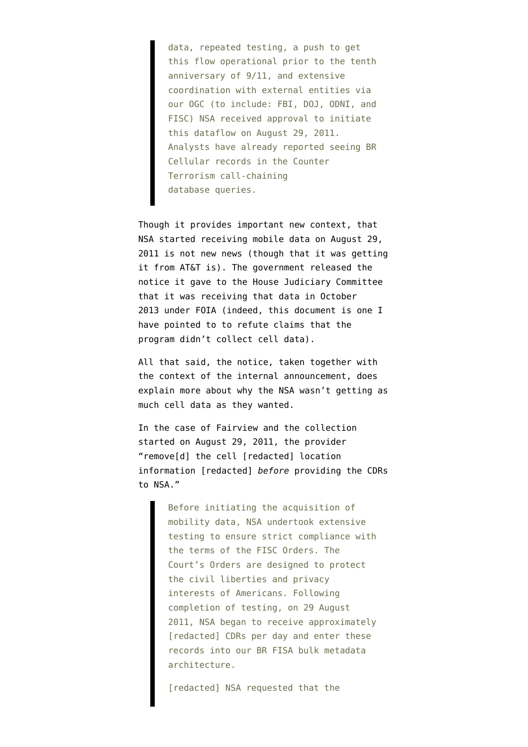> data, repeated testing, a push to get this flow operational prior to the tenth anniversary of 9/11, and extensive coordination with external entities via our OGC (to include: FBI, DOJ, ODNI, and FISC) NSA received approval to initiate this dataflow on August 29, 2011. Analysts have already reported seeing BR Cellular records in the Counter Terrorism call-chaining database queries.

Though it provides important new context, that NSA started receiving mobile data on August 29, 2011 is not new news (though that it was getting it from AT&T is). The government released the notice it gave to the House Judiciary Committee that it was receiving that data in October 2013 under FOIA (indeed, this document is one I have pointed to to refute claims that the program didn't collect cell data).

All that said, the notice, taken together with the context of the internal announcement, does explain more about why the NSA wasn't getting as much cell data as they wanted.

In the case of Fairview and the collection started on August 29, 2011, the provider "remove[d] the cell [redacted] location information [redacted] *before* providing the CDRs to NSA."

> Before initiating the acquisition of mobility data, NSA undertook extensive testing to ensure strict compliance with the terms of the FISC Orders. The Court's Orders are designed to protect the civil liberties and privacy interests of Americans. Following completion of testing, on 29 August 2011, NSA began to receive approximately [redacted] CDRs per day and enter these records into our BR FISA bulk metadata architecture.
>
> [redacted] NSA requested that the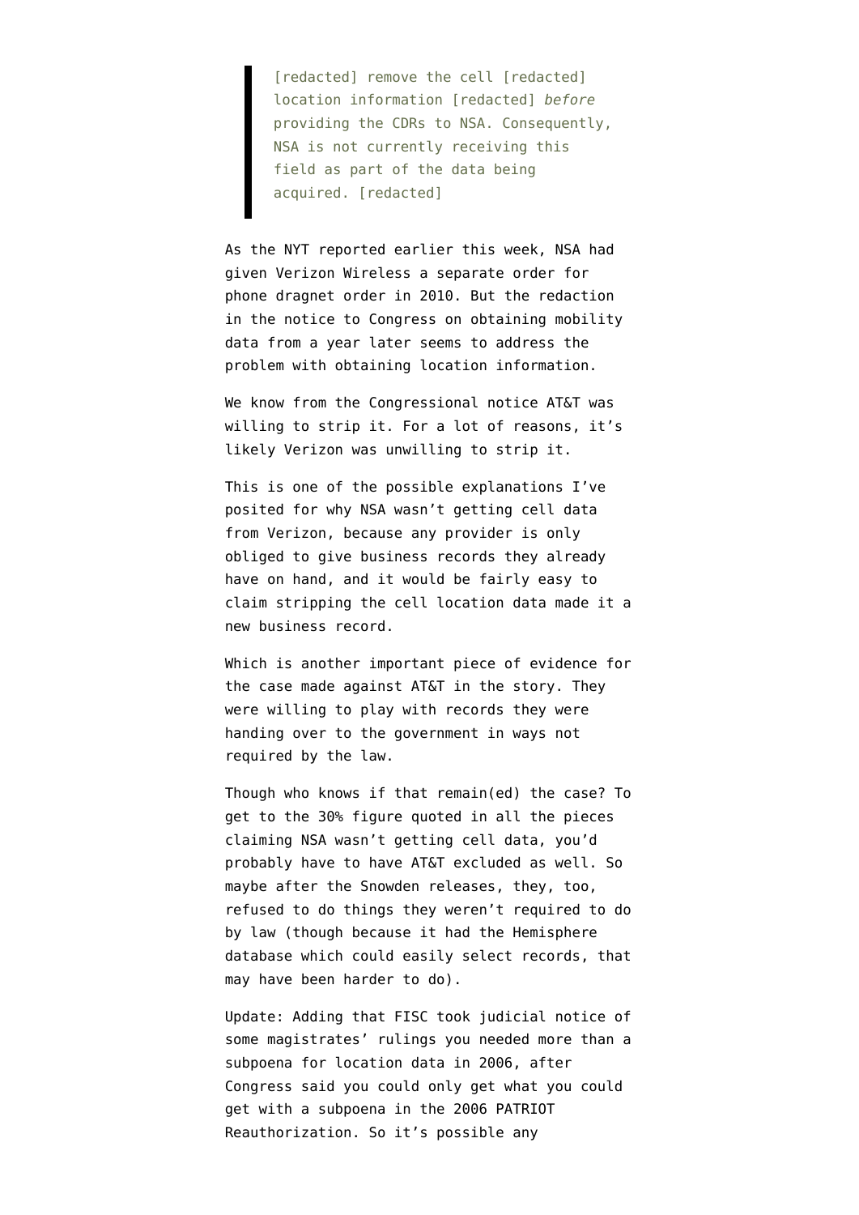> [redacted] remove the cell [redacted] location information [redacted] *before* providing the CDRs to NSA. Consequently, NSA is not currently receiving this field as part of the data being acquired. [redacted]

As the NYT reported earlier this week, NSA had given Verizon Wireless a separate order for phone dragnet order in 2010. But the redaction in the notice to Congress on obtaining mobility data from a year later seems to address the problem with obtaining location information.

We know from the Congressional notice AT&T was willing to strip it. For a lot of reasons, it's likely Verizon was unwilling to strip it.

This is one of the possible explanations I've posited for why NSA wasn't getting cell data from Verizon, because any provider is only obliged to give business records they already have on hand, and it would be fairly easy to claim stripping the cell location data made it a new business record.

Which is another important piece of evidence for the case made against AT&T in the story. They were willing to play with records they were handing over to the government in ways not required by the law.

Though who knows if that remain(ed) the case? To get to the 30% figure quoted in all the pieces claiming NSA wasn't getting cell data, you'd probably have to have AT&T excluded as well. So maybe after the Snowden releases, they, too, refused to do things they weren't required to do by law (though because it had the Hemisphere database which could easily select records, that may have been harder to do).

Update: Adding that FISC took judicial notice of some magistrates' rulings you needed more than a subpoena for location data in 2006, after Congress said you could only get what you could get with a subpoena in the 2006 PATRIOT Reauthorization. So it's possible any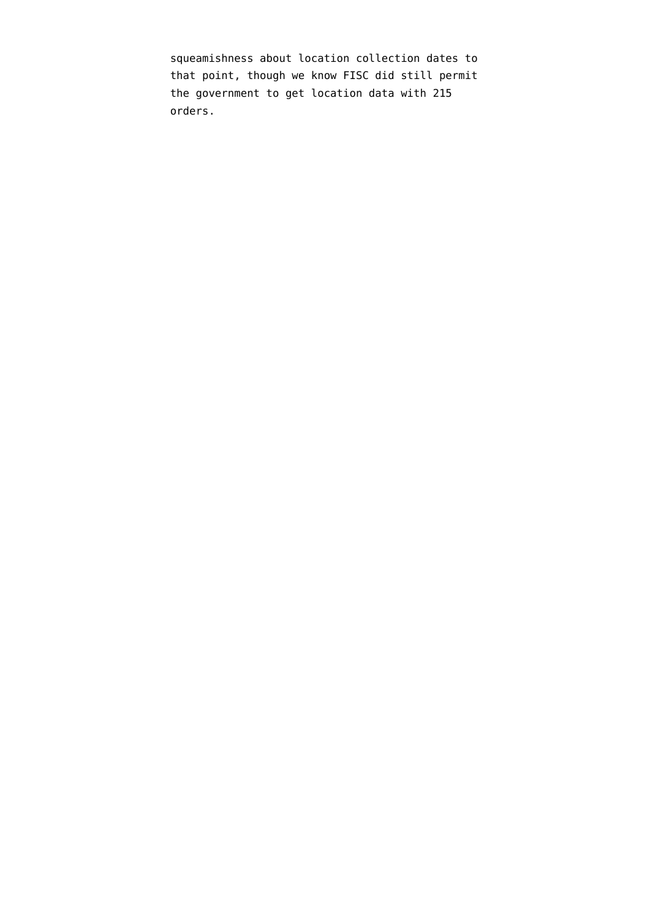squeamishness about location collection dates to that point, though we know FISC did still permit the government to get location data with 215 orders.